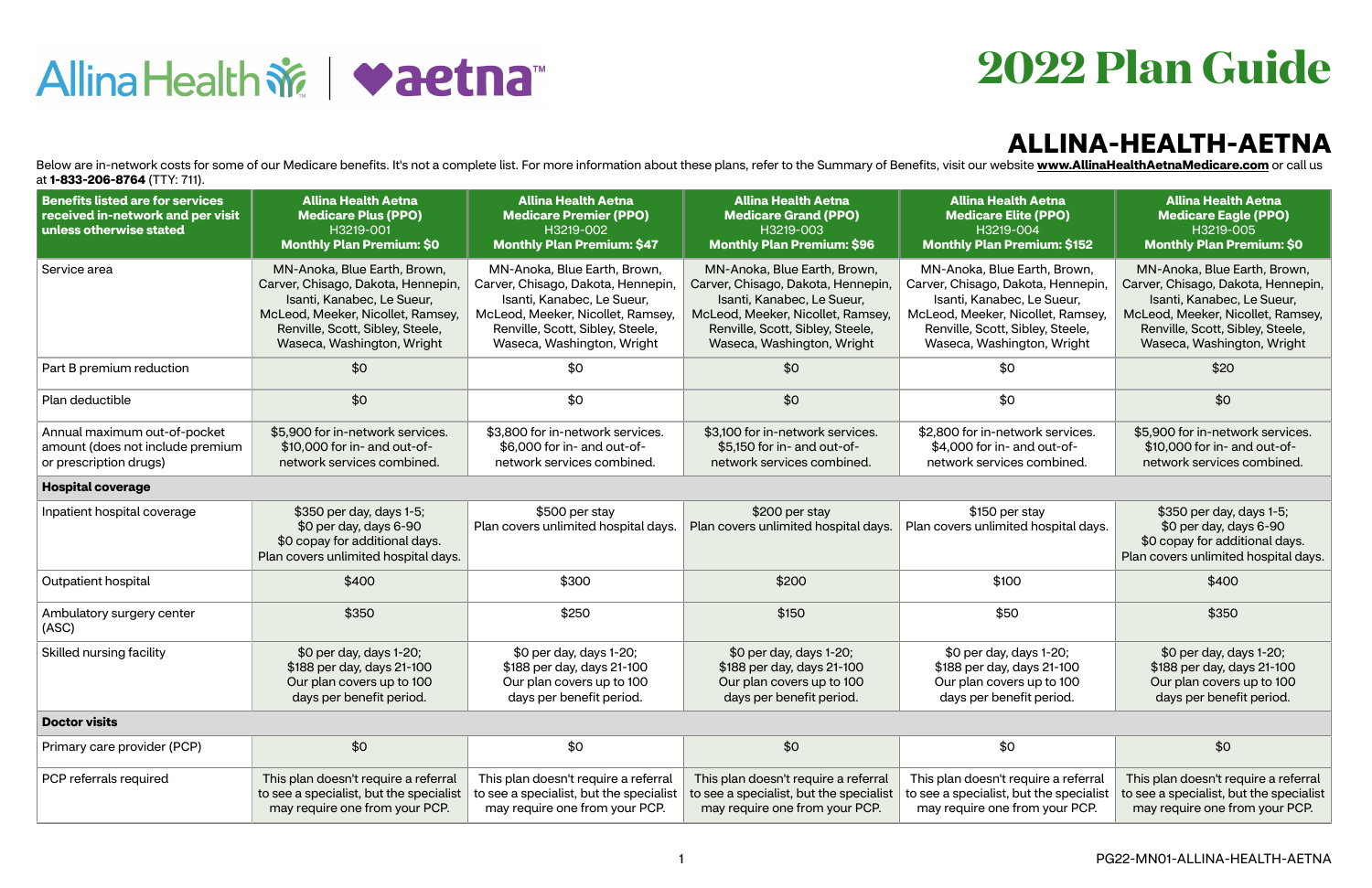# 2022 Plan Guide

## ALLINA-HEALTH-AETNA

Below are in-network costs for some of our Medicare benefits. It's not a complete list. For more information about these plans, refer to the Summary of Benefits, visit our website **www.AllinaHealthAetnaMedicare.com** or call us at **1-833-206-8764** (TTY: 711).

| Benefits listed are for services received in-network and per visit unless otherwise stated | Allina Health Aetna Medicare Plus (PPO) H3219-001 Monthly Plan Premium: $0 | Allina Health Aetna Medicare Premier (PPO) H3219-002 Monthly Plan Premium: $47 | Allina Health Aetna Medicare Grand (PPO) H3219-003 Monthly Plan Premium: $96 | Allina Health Aetna Medicare Elite (PPO) H3219-004 Monthly Plan Premium: $152 | Allina Health Aetna Medicare Eagle (PPO) H3219-005 Monthly Plan Premium: $0 |
|---|---|---|---|---|---|
| Service area | MN-Anoka, Blue Earth, Brown, Carver, Chisago, Dakota, Hennepin, Isanti, Kanabec, Le Sueur, McLeod, Meeker, Nicollet, Ramsey, Renville, Scott, Sibley, Steele, Waseca, Washington, Wright | MN-Anoka, Blue Earth, Brown, Carver, Chisago, Dakota, Hennepin, Isanti, Kanabec, Le Sueur, McLeod, Meeker, Nicollet, Ramsey, Renville, Scott, Sibley, Steele, Waseca, Washington, Wright | MN-Anoka, Blue Earth, Brown, Carver, Chisago, Dakota, Hennepin, Isanti, Kanabec, Le Sueur, McLeod, Meeker, Nicollet, Ramsey, Renville, Scott, Sibley, Steele, Waseca, Washington, Wright | MN-Anoka, Blue Earth, Brown, Carver, Chisago, Dakota, Hennepin, Isanti, Kanabec, Le Sueur, McLeod, Meeker, Nicollet, Ramsey, Renville, Scott, Sibley, Steele, Waseca, Washington, Wright | MN-Anoka, Blue Earth, Brown, Carver, Chisago, Dakota, Hennepin, Isanti, Kanabec, Le Sueur, McLeod, Meeker, Nicollet, Ramsey, Renville, Scott, Sibley, Steele, Waseca, Washington, Wright |
| Part B premium reduction | $0 | $0 | $0 | $0 | $20 |
| Plan deductible | $0 | $0 | $0 | $0 | $0 |
| Annual maximum out-of-pocket amount (does not include premium or prescription drugs) | $5,900 for in-network services. $10,000 for in- and out-of-network services combined. | $3,800 for in-network services. $6,000 for in- and out-of-network services combined. | $3,100 for in-network services. $5,150 for in- and out-of-network services combined. | $2,800 for in-network services. $4,000 for in- and out-of-network services combined. | $5,900 for in-network services. $10,000 for in- and out-of-network services combined. |
| **Hospital coverage** | | | | | |
| Inpatient hospital coverage | $350 per day, days 1-5; $0 per day, days 6-90 $0 copay for additional days. Plan covers unlimited hospital days. | $500 per stay Plan covers unlimited hospital days. | $200 per stay Plan covers unlimited hospital days. | $150 per stay Plan covers unlimited hospital days. | $350 per day, days 1-5; $0 per day, days 6-90 $0 copay for additional days. Plan covers unlimited hospital days. |
| Outpatient hospital | $400 | $300 | $200 | $100 | $400 |
| Ambulatory surgery center (ASC) | $350 | $250 | $150 | $50 | $350 |
| Skilled nursing facility | $0 per day, days 1-20; $188 per day, days 21-100 Our plan covers up to 100 days per benefit period. | $0 per day, days 1-20; $188 per day, days 21-100 Our plan covers up to 100 days per benefit period. | $0 per day, days 1-20; $188 per day, days 21-100 Our plan covers up to 100 days per benefit period. | $0 per day, days 1-20; $188 per day, days 21-100 Our plan covers up to 100 days per benefit period. | $0 per day, days 1-20; $188 per day, days 21-100 Our plan covers up to 100 days per benefit period. |
| **Doctor visits** | | | | | |
| Primary care provider (PCP) | $0 | $0 | $0 | $0 | $0 |
| PCP referrals required | This plan doesn't require a referral to see a specialist, but the specialist may require one from your PCP. | This plan doesn't require a referral to see a specialist, but the specialist may require one from your PCP. | This plan doesn't require a referral to see a specialist, but the specialist may require one from your PCP. | This plan doesn't require a referral to see a specialist, but the specialist may require one from your PCP. | This plan doesn't require a referral to see a specialist, but the specialist may require one from your PCP. |

PG22-MN01-ALLINA-HEALTH-AETNA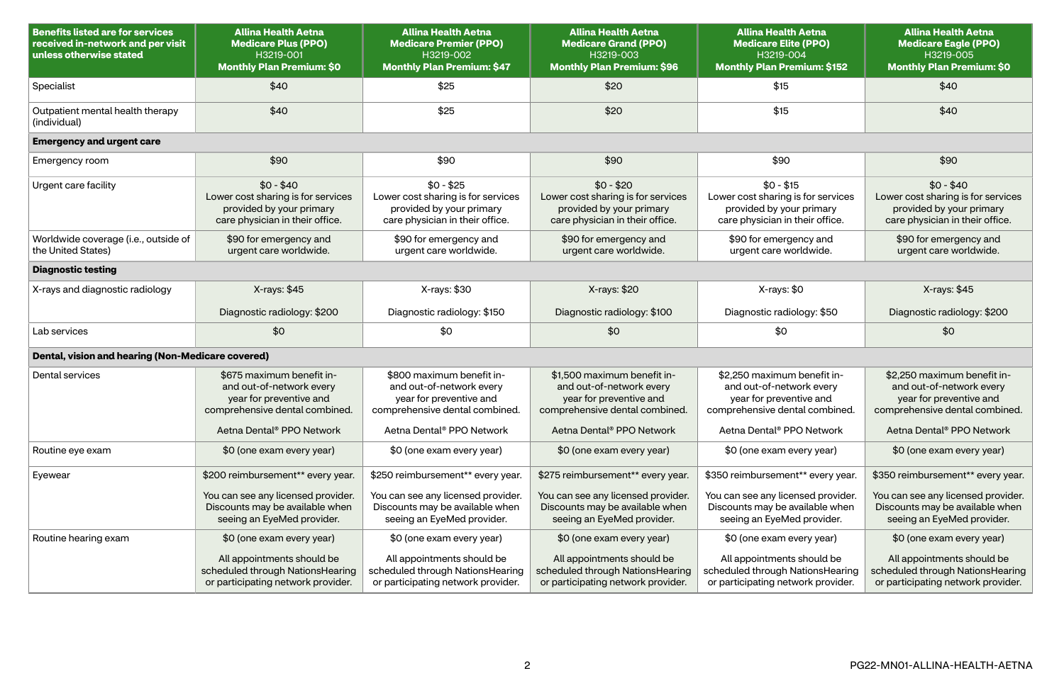| Benefits listed are for services received in-network and per visit unless otherwise stated | Allina Health Aetna Medicare Plus (PPO) H3219-001 Monthly Plan Premium: $0 | Allina Health Aetna Medicare Premier (PPO) H3219-002 Monthly Plan Premium: $47 | Allina Health Aetna Medicare Grand (PPO) H3219-003 Monthly Plan Premium: $96 | Allina Health Aetna Medicare Elite (PPO) H3219-004 Monthly Plan Premium: $152 | Allina Health Aetna Medicare Eagle (PPO) H3219-005 Monthly Plan Premium: $0 |
|---|---|---|---|---|---|
| Specialist | $40 | $25 | $20 | $15 | $40 |
| Outpatient mental health therapy (individual) | $40 | $25 | $20 | $15 | $40 |
| **Emergency and urgent care** | | | | | |
| Emergency room | $90 | $90 | $90 | $90 | $90 |
| Urgent care facility | $0 - $40 Lower cost sharing is for services provided by your primary care physician in their office. | $0 - $25 Lower cost sharing is for services provided by your primary care physician in their office. | $0 - $20 Lower cost sharing is for services provided by your primary care physician in their office. | $0 - $15 Lower cost sharing is for services provided by your primary care physician in their office. | $0 - $40 Lower cost sharing is for services provided by your primary care physician in their office. |
| Worldwide coverage (i.e., outside of the United States) | $90 for emergency and urgent care worldwide. | $90 for emergency and urgent care worldwide. | $90 for emergency and urgent care worldwide. | $90 for emergency and urgent care worldwide. | $90 for emergency and urgent care worldwide. |
| **Diagnostic testing** | | | | | |
| X-rays and diagnostic radiology | X-rays: $45<br>Diagnostic radiology: $200 | X-rays: $30<br>Diagnostic radiology: $150 | X-rays: $20<br>Diagnostic radiology: $100 | X-rays: $0<br>Diagnostic radiology: $50 | X-rays: $45<br>Diagnostic radiology: $200 |
| Lab services | $0 | $0 | $0 | $0 | $0 |
| **Dental, vision and hearing (Non-Medicare covered)** | | | | | |
| Dental services | $675 maximum benefit in- and out-of-network every year for preventive and comprehensive dental combined.<br>Aetna Dental® PPO Network | $800 maximum benefit in- and out-of-network every year for preventive and comprehensive dental combined.<br>Aetna Dental® PPO Network | $1,500 maximum benefit in- and out-of-network every year for preventive and comprehensive dental combined.<br>Aetna Dental® PPO Network | $2,250 maximum benefit in- and out-of-network every year for preventive and comprehensive dental combined.<br>Aetna Dental® PPO Network | $2,250 maximum benefit in- and out-of-network every year for preventive and comprehensive dental combined.<br>Aetna Dental® PPO Network |
| Routine eye exam | $0 (one exam every year) | $0 (one exam every year) | $0 (one exam every year) | $0 (one exam every year) | $0 (one exam every year) |
| Eyewear | $200 reimbursement** every year.<br>You can see any licensed provider. Discounts may be available when seeing an EyeMed provider. | $250 reimbursement** every year.<br>You can see any licensed provider. Discounts may be available when seeing an EyeMed provider. | $275 reimbursement** every year.<br>You can see any licensed provider. Discounts may be available when seeing an EyeMed provider. | $350 reimbursement** every year.<br>You can see any licensed provider. Discounts may be available when seeing an EyeMed provider. | $350 reimbursement** every year.<br>You can see any licensed provider. Discounts may be available when seeing an EyeMed provider. |
| Routine hearing exam | $0 (one exam every year)<br>All appointments should be scheduled through NationsHearing or participating network provider. | $0 (one exam every year)<br>All appointments should be scheduled through NationsHearing or participating network provider. | $0 (one exam every year)<br>All appointments should be scheduled through NationsHearing or participating network provider. | $0 (one exam every year)<br>All appointments should be scheduled through NationsHearing or participating network provider. | $0 (one exam every year)<br>All appointments should be scheduled through NationsHearing or participating network provider. |

PG22-MN01-ALLINA-HEALTH-AETNA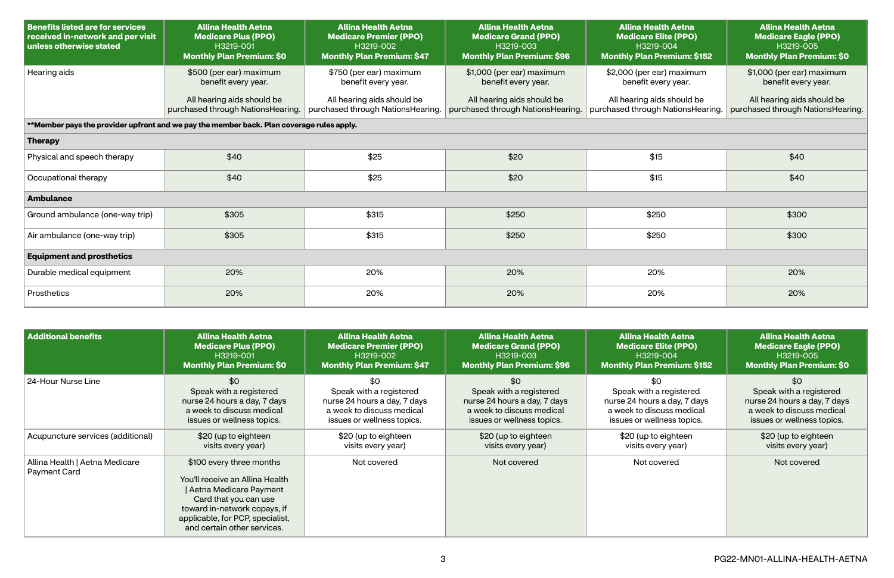| Benefits listed are for services received in-network and per visit unless otherwise stated | Allina Health Aetna Medicare Plus (PPO) H3219-001 **Monthly Plan Premium: $0** | Allina Health Aetna Medicare Premier (PPO) H3219-002 **Monthly Plan Premium: $47** | Allina Health Aetna Medicare Grand (PPO) H3219-003 **Monthly Plan Premium: $96** | Allina Health Aetna Medicare Elite (PPO) H3219-004 **Monthly Plan Premium: $152** | Allina Health Aetna Medicare Eagle (PPO) H3219-005 **Monthly Plan Premium: $0** |
|---|---|---|---|---|---|
| Hearing aids | $500 (per ear) maximum benefit every year. All hearing aids should be purchased through NationsHearing. | $750 (per ear) maximum benefit every year. All hearing aids should be purchased through NationsHearing. | $1,000 (per ear) maximum benefit every year. All hearing aids should be purchased through NationsHearing. | $2,000 (per ear) maximum benefit every year. All hearing aids should be purchased through NationsHearing. | $1,000 (per ear) maximum benefit every year. All hearing aids should be purchased through NationsHearing. |
| **\*\*Member pays the provider upfront and we pay the member back. Plan coverage rules apply.** | | | | | |
| **Therapy** | | | | | |
| Physical and speech therapy | $40 | $25 | $20 | $15 | $40 |
| Occupational therapy | $40 | $25 | $20 | $15 | $40 |
| **Ambulance** | | | | | |
| Ground ambulance (one-way trip) | $305 | $315 | $250 | $250 | $300 |
| Air ambulance (one-way trip) | $305 | $315 | $250 | $250 | $300 |
| **Equipment and prosthetics** | | | | | |
| Durable medical equipment | 20% | 20% | 20% | 20% | 20% |
| Prosthetics | 20% | 20% | 20% | 20% | 20% |

| Additional benefits | Allina Health Aetna Medicare Plus (PPO) H3219-001 **Monthly Plan Premium: $0** | Allina Health Aetna Medicare Premier (PPO) H3219-002 **Monthly Plan Premium: $47** | Allina Health Aetna Medicare Grand (PPO) H3219-003 **Monthly Plan Premium: $96** | Allina Health Aetna Medicare Elite (PPO) H3219-004 **Monthly Plan Premium: $152** | Allina Health Aetna Medicare Eagle (PPO) H3219-005 **Monthly Plan Premium: $0** |
|---|---|---|---|---|---|
| 24-Hour Nurse Line | $0 Speak with a registered nurse 24 hours a day, 7 days a week to discuss medical issues or wellness topics. | $0 Speak with a registered nurse 24 hours a day, 7 days a week to discuss medical issues or wellness topics. | $0 Speak with a registered nurse 24 hours a day, 7 days a week to discuss medical issues or wellness topics. | $0 Speak with a registered nurse 24 hours a day, 7 days a week to discuss medical issues or wellness topics. | $0 Speak with a registered nurse 24 hours a day, 7 days a week to discuss medical issues or wellness topics. |
| Acupuncture services (additional) | $20 (up to eighteen visits every year) | $20 (up to eighteen visits every year) | $20 (up to eighteen visits every year) | $20 (up to eighteen visits every year) | $20 (up to eighteen visits every year) |
| Allina Health \| Aetna Medicare Payment Card | $100 every three months You'll receive an Allina Health \| Aetna Medicare Payment Card that you can use toward in-network copays, if applicable, for PCP, specialist, and certain other services. | Not covered | Not covered | Not covered | Not covered |

PG22-MN01-ALLINA-HEALTH-AETNA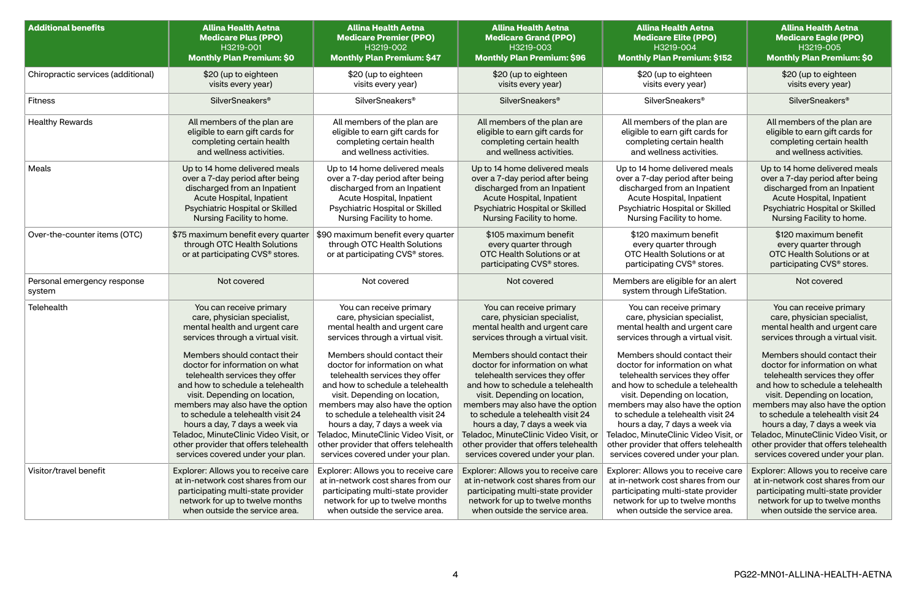| Additional benefits | **Allina Health Aetna Medicare Plus (PPO)** H3219-001 **Monthly Plan Premium: $0** | **Allina Health Aetna Medicare Premier (PPO)** H3219-002 **Monthly Plan Premium: $47** | **Allina Health Aetna Medicare Grand (PPO)** H3219-003 **Monthly Plan Premium: $96** | **Allina Health Aetna Medicare Elite (PPO)** H3219-004 **Monthly Plan Premium: $152** | **Allina Health Aetna Medicare Eagle (PPO)** H3219-005 **Monthly Plan Premium: $0** |
|---|---|---|---|---|---|
| Chiropractic services (additional) | $20 (up to eighteen visits every year) | $20 (up to eighteen visits every year) | $20 (up to eighteen visits every year) | $20 (up to eighteen visits every year) | $20 (up to eighteen visits every year) |
| Fitness | SilverSneakers® | SilverSneakers® | SilverSneakers® | SilverSneakers® | SilverSneakers® |
| Healthy Rewards | All members of the plan are eligible to earn gift cards for completing certain health and wellness activities. | All members of the plan are eligible to earn gift cards for completing certain health and wellness activities. | All members of the plan are eligible to earn gift cards for completing certain health and wellness activities. | All members of the plan are eligible to earn gift cards for completing certain health and wellness activities. | All members of the plan are eligible to earn gift cards for completing certain health and wellness activities. |
| Meals | Up to 14 home delivered meals over a 7-day period after being discharged from an Inpatient Acute Hospital, Inpatient Psychiatric Hospital or Skilled Nursing Facility to home. | Up to 14 home delivered meals over a 7-day period after being discharged from an Inpatient Acute Hospital, Inpatient Psychiatric Hospital or Skilled Nursing Facility to home. | Up to 14 home delivered meals over a 7-day period after being discharged from an Inpatient Acute Hospital, Inpatient Psychiatric Hospital or Skilled Nursing Facility to home. | Up to 14 home delivered meals over a 7-day period after being discharged from an Inpatient Acute Hospital, Inpatient Psychiatric Hospital or Skilled Nursing Facility to home. | Up to 14 home delivered meals over a 7-day period after being discharged from an Inpatient Acute Hospital, Inpatient Psychiatric Hospital or Skilled Nursing Facility to home. |
| Over-the-counter items (OTC) | $75 maximum benefit every quarter through OTC Health Solutions or at participating CVS® stores. | $90 maximum benefit every quarter through OTC Health Solutions or at participating CVS® stores. | $105 maximum benefit every quarter through OTC Health Solutions or at participating CVS® stores. | $120 maximum benefit every quarter through OTC Health Solutions or at participating CVS® stores. | $120 maximum benefit every quarter through OTC Health Solutions or at participating CVS® stores. |
| Personal emergency response system | Not covered | Not covered | Not covered | Members are eligible for an alert system through LifeStation. | Not covered |
| Telehealth | You can receive primary care, physician specialist, mental health and urgent care services through a virtual visit.<br><br>Members should contact their doctor for information on what telehealth services they offer and how to schedule a telehealth visit. Depending on location, members may also have the option to schedule a telehealth visit 24 hours a day, 7 days a week via Teladoc, MinuteClinic Video Visit, or other provider that offers telehealth services covered under your plan. | You can receive primary care, physician specialist, mental health and urgent care services through a virtual visit.<br><br>Members should contact their doctor for information on what telehealth services they offer and how to schedule a telehealth visit. Depending on location, members may also have the option to schedule a telehealth visit 24 hours a day, 7 days a week via Teladoc, MinuteClinic Video Visit, or other provider that offers telehealth services covered under your plan. | You can receive primary care, physician specialist, mental health and urgent care services through a virtual visit.<br><br>Members should contact their doctor for information on what telehealth services they offer and how to schedule a telehealth visit. Depending on location, members may also have the option to schedule a telehealth visit 24 hours a day, 7 days a week via Teladoc, MinuteClinic Video Visit, or other provider that offers telehealth services covered under your plan. | You can receive primary care, physician specialist, mental health and urgent care services through a virtual visit.<br><br>Members should contact their doctor for information on what telehealth services they offer and how to schedule a telehealth visit. Depending on location, members may also have the option to schedule a telehealth visit 24 hours a day, 7 days a week via Teladoc, MinuteClinic Video Visit, or other provider that offers telehealth services covered under your plan. | You can receive primary care, physician specialist, mental health and urgent care services through a virtual visit.<br><br>Members should contact their doctor for information on what telehealth services they offer and how to schedule a telehealth visit. Depending on location, members may also have the option to schedule a telehealth visit 24 hours a day, 7 days a week via Teladoc, MinuteClinic Video Visit, or other provider that offers telehealth services covered under your plan. |
| Visitor/travel benefit | Explorer: Allows you to receive care at in-network cost shares from our participating multi-state provider network for up to twelve months when outside the service area. | Explorer: Allows you to receive care at in-network cost shares from our participating multi-state provider network for up to twelve months when outside the service area. | Explorer: Allows you to receive care at in-network cost shares from our participating multi-state provider network for up to twelve months when outside the service area. | Explorer: Allows you to receive care at in-network cost shares from our participating multi-state provider network for up to twelve months when outside the service area. | Explorer: Allows you to receive care at in-network cost shares from our participating multi-state provider network for up to twelve months when outside the service area. |

PG22-MN01-ALLINA-HEALTH-AETNA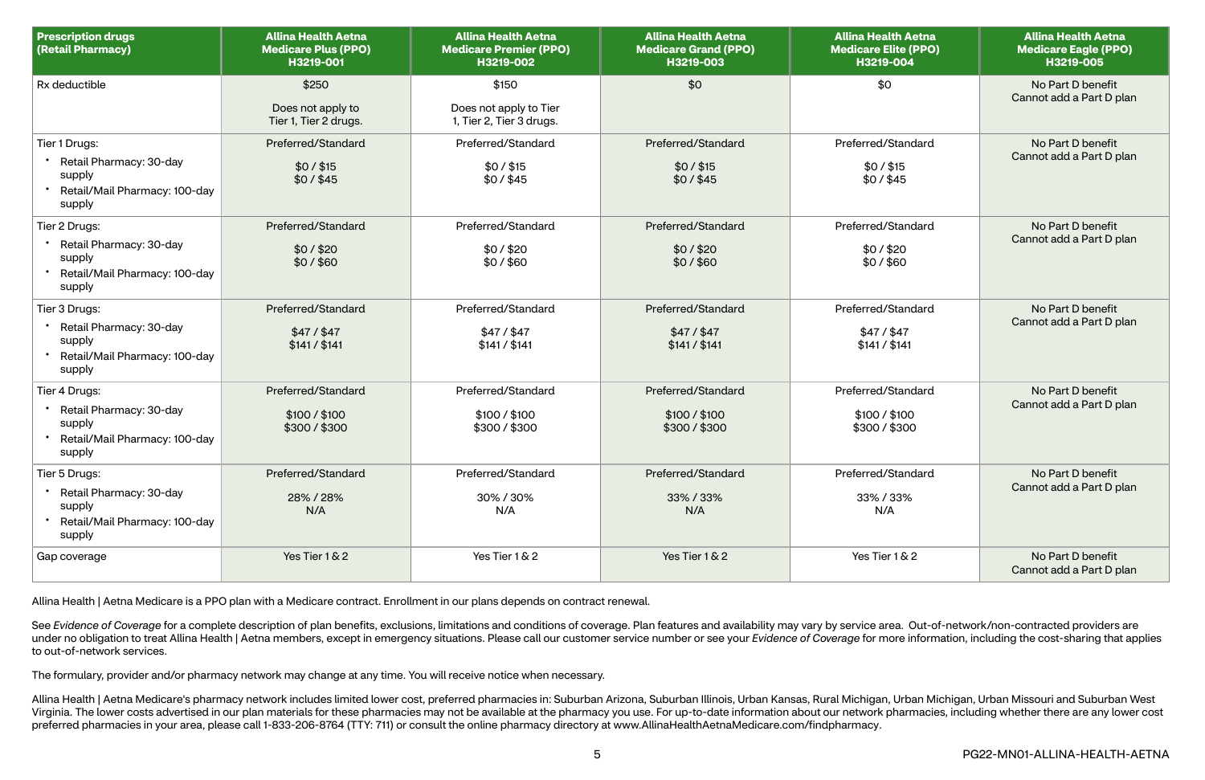| **Prescription drugs (Retail Pharmacy)** | **Allina Health Aetna Medicare Plus (PPO) H3219-001** | **Allina Health Aetna Medicare Premier (PPO) H3219-002** | **Allina Health Aetna Medicare Grand (PPO) H3219-003** | **Allina Health Aetna Medicare Elite (PPO) H3219-004** | **Allina Health Aetna Medicare Eagle (PPO) H3219-005** |
|---|---|---|---|---|---|
| Rx deductible | $250<br><br>Does not apply to Tier 1, Tier 2 drugs. | $150<br><br>Does not apply to Tier 1, Tier 2, Tier 3 drugs. | $0 | $0 | No Part D benefit Cannot add a Part D plan |
| Tier 1 Drugs:<br>• Retail Pharmacy: 30-day supply<br>• Retail/Mail Pharmacy: 100-day supply | Preferred/Standard<br><br>$0 / $15<br>$0 / $45 | Preferred/Standard<br><br>$0 / $15<br>$0 / $45 | Preferred/Standard<br><br>$0 / $15<br>$0 / $45 | Preferred/Standard<br><br>$0 / $15<br>$0 / $45 | No Part D benefit Cannot add a Part D plan |
| Tier 2 Drugs:<br>• Retail Pharmacy: 30-day supply<br>• Retail/Mail Pharmacy: 100-day supply | Preferred/Standard<br><br>$0 / $20<br>$0 / $60 | Preferred/Standard<br><br>$0 / $20<br>$0 / $60 | Preferred/Standard<br><br>$0 / $20<br>$0 / $60 | Preferred/Standard<br><br>$0 / $20<br>$0 / $60 | No Part D benefit Cannot add a Part D plan |
| Tier 3 Drugs:<br>• Retail Pharmacy: 30-day supply<br>• Retail/Mail Pharmacy: 100-day supply | Preferred/Standard<br><br>$47 / $47<br>$141 / $141 | Preferred/Standard<br><br>$47 / $47<br>$141 / $141 | Preferred/Standard<br><br>$47 / $47<br>$141 / $141 | Preferred/Standard<br><br>$47 / $47<br>$141 / $141 | No Part D benefit Cannot add a Part D plan |
| Tier 4 Drugs:<br>• Retail Pharmacy: 30-day supply<br>• Retail/Mail Pharmacy: 100-day supply | Preferred/Standard<br><br>$100 / $100<br>$300 / $300 | Preferred/Standard<br><br>$100 / $100<br>$300 / $300 | Preferred/Standard<br><br>$100 / $100<br>$300 / $300 | Preferred/Standard<br><br>$100 / $100<br>$300 / $300 | No Part D benefit Cannot add a Part D plan |
| Tier 5 Drugs:<br>• Retail Pharmacy: 30-day supply<br>• Retail/Mail Pharmacy: 100-day supply | Preferred/Standard<br><br>28% / 28%<br>N/A | Preferred/Standard<br><br>30% / 30%<br>N/A | Preferred/Standard<br><br>33% / 33%<br>N/A | Preferred/Standard<br><br>33% / 33%<br>N/A | No Part D benefit Cannot add a Part D plan |
| Gap coverage | Yes Tier 1 & 2 | Yes Tier 1 & 2 | Yes Tier 1 & 2 | Yes Tier 1 & 2 | No Part D benefit Cannot add a Part D plan |

Allina Health | Aetna Medicare is a PPO plan with a Medicare contract. Enrollment in our plans depends on contract renewal.

See *Evidence of Coverage* for a complete description of plan benefits, exclusions, limitations and conditions of coverage. Plan features and availability may vary by service area. Out-of-network/non-contracted providers are under no obligation to treat Allina Health | Aetna members, except in emergency situations. Please call our customer service number or see your *Evidence of Coverage* for more information, including the cost-sharing that applies to out-of-network services.

The formulary, provider and/or pharmacy network may change at any time. You will receive notice when necessary.

Allina Health | Aetna Medicare's pharmacy network includes limited lower cost, preferred pharmacies in: Suburban Arizona, Suburban Illinois, Urban Kansas, Rural Michigan, Urban Michigan, Urban Missouri and Suburban West Virginia. The lower costs advertised in our plan materials for these pharmacies may not be available at the pharmacy you use. For up-to-date information about our network pharmacies, including whether there are any lower cost preferred pharmacies in your area, please call 1-833-206-8764 (TTY: 711) or consult the online pharmacy directory at www.AllinaHealthAetnaMedicare.com/findpharmacy.

PG22-MN01-ALLINA-HEALTH-AETNA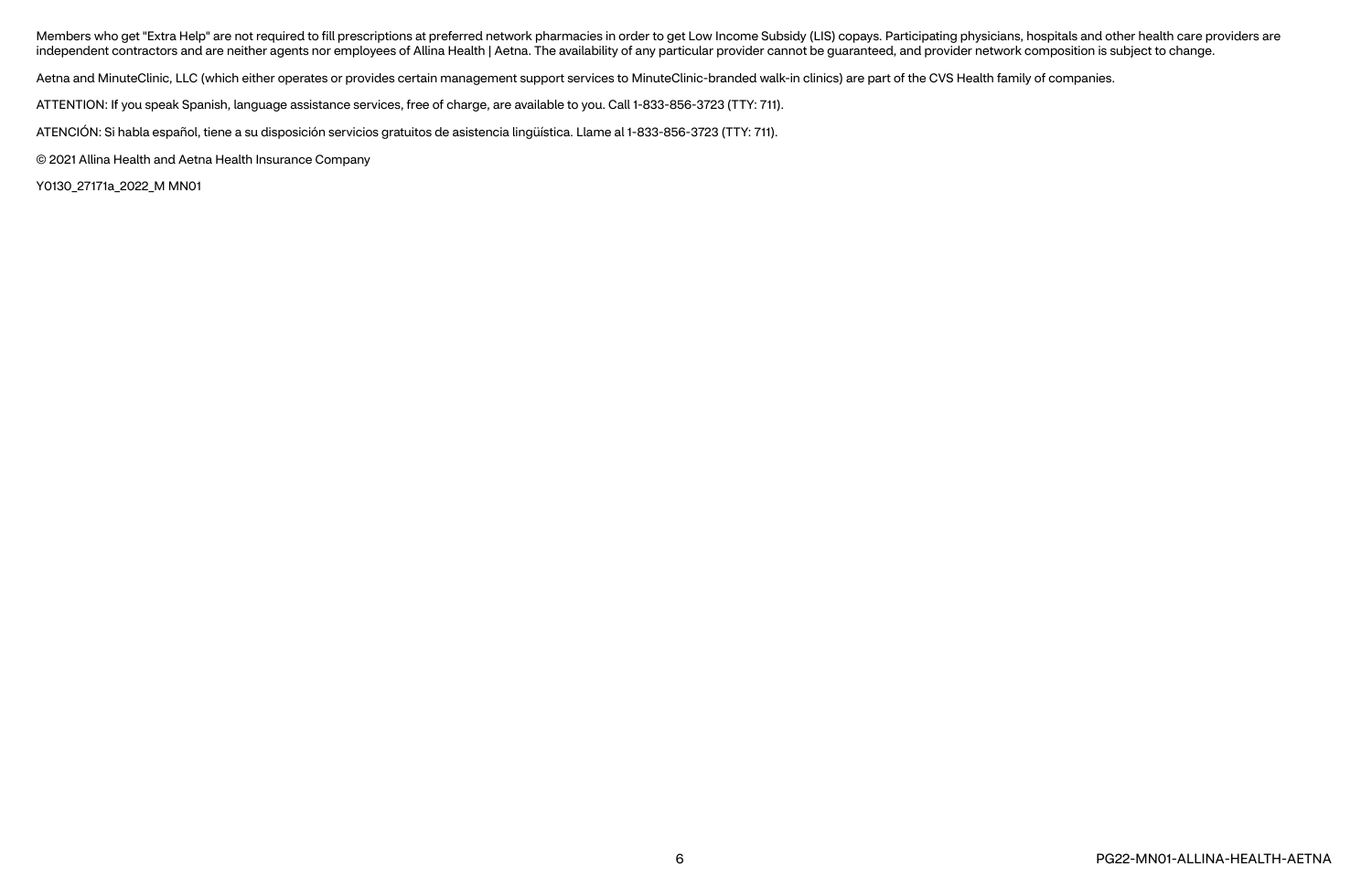Members who get "Extra Help" are not required to fill prescriptions at preferred network pharmacies in order to get Low Income Subsidy (LIS) copays. Participating physicians, hospitals and other health care providers are independent contractors and are neither agents nor employees of Allina Health | Aetna. The availability of any particular provider cannot be guaranteed, and provider network composition is subject to change.

Aetna and MinuteClinic, LLC (which either operates or provides certain management support services to MinuteClinic-branded walk-in clinics) are part of the CVS Health family of companies.

ATTENTION: If you speak Spanish, language assistance services, free of charge, are available to you. Call 1-833-856-3723 (TTY: 711).

ATENCIÓN: Si habla español, tiene a su disposición servicios gratuitos de asistencia lingüística. Llame al 1-833-856-3723 (TTY: 711).

© 2021 Allina Health and Aetna Health Insurance Company

Y0130_27171a_2022_M MN01